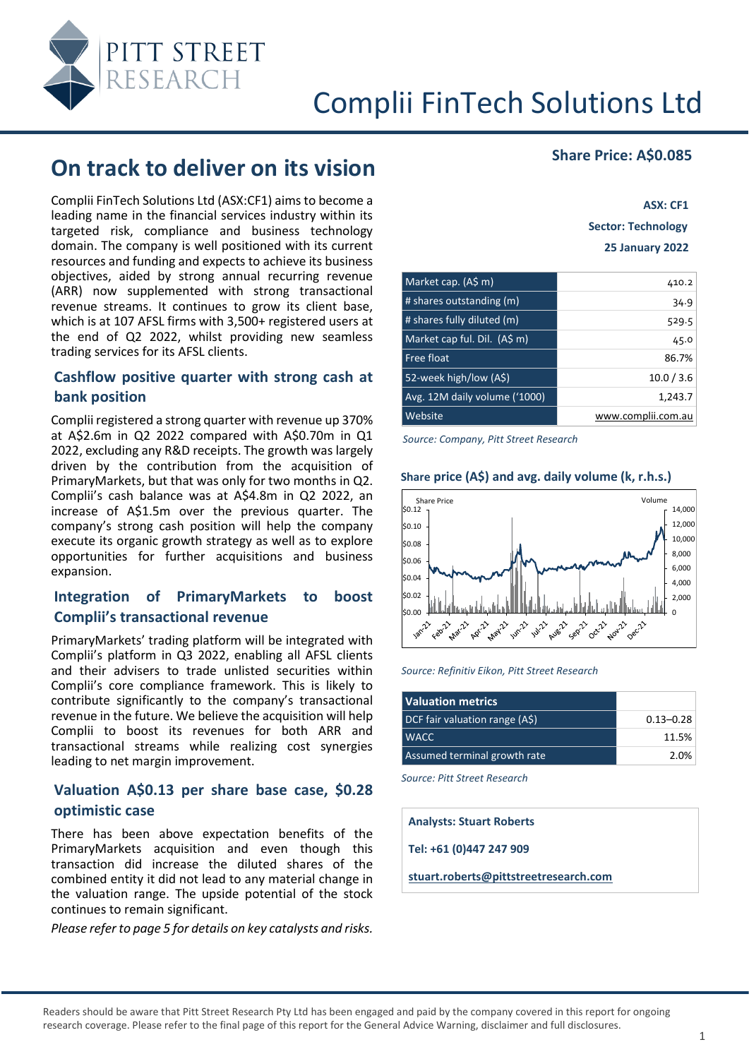# Complii FinTech Solutions Ltd

## On track to deliver on its vision

**Share Price: A$0.085**

**ASX: CF1**
**Sector: Technology**
**25 January 2022**

Complii FinTech Solutions Ltd (ASX:CF1) aims to become a leading name in the financial services industry within its targeted risk, compliance and business technology domain. The company is well positioned with its current resources and funding and expects to achieve its business objectives, aided by strong annual recurring revenue (ARR) now supplemented with strong transactional revenue streams. It continues to grow its client base, which is at 107 AFSL firms with 3,500+ registered users at the end of Q2 2022, whilst providing new seamless trading services for its AFSL clients.

### Cashflow positive quarter with strong cash at bank position

Complii registered a strong quarter with revenue up 370% at A$2.6m in Q2 2022 compared with A$0.70m in Q1 2022, excluding any R&D receipts. The growth was largely driven by the contribution from the acquisition of PrimaryMarkets, but that was only for two months in Q2. Complii's cash balance was at A$4.8m in Q2 2022, an increase of A$1.5m over the previous quarter. The company's strong cash position will help the company execute its organic growth strategy as well as to explore opportunities for further acquisitions and business expansion.

### Integration of PrimaryMarkets to boost Complii's transactional revenue

PrimaryMarkets' trading platform will be integrated with Complii's platform in Q3 2022, enabling all AFSL clients and their advisers to trade unlisted securities within Complii's core compliance framework. This is likely to contribute significantly to the company's transactional revenue in the future. We believe the acquisition will help Complii to boost its revenues for both ARR and transactional streams while realizing cost synergies leading to net margin improvement.

### Valuation A$0.13 per share base case, $0.28 optimistic case

There has been above expectation benefits of the PrimaryMarkets acquisition and even though this transaction did increase the diluted shares of the combined entity it did not lead to any material change in the valuation range. The upside potential of the stock continues to remain significant.

*Please refer to page 5 for details on key catalysts and risks.*

| | |
|---|---|
| Market cap. (A$ m) | 410.2 |
| # shares outstanding (m) | 34.9 |
| # shares fully diluted (m) | 529.5 |
| Market cap ful. Dil. (A$ m) | 45.0 |
| Free float | 86.7% |
| 52-week high/low (A$) | 10.0 / 3.6 |
| Avg. 12M daily volume ('1000) | 1,243.7 |
| Website | www.complii.com.au |

*Source: Company, Pitt Street Research*

**Share price (A$) and avg. daily volume (k, r.h.s.)**

*Source: Refinitiv Eikon, Pitt Street Research*

| Valuation metrics | |
|---|---|
| DCF fair valuation range (A$) | 0.13–0.28 |
| WACC | 11.5% |
| Assumed terminal growth rate | 2.0% |

*Source: Pitt Street Research*

**Analysts: Stuart Roberts**

**Tel: +61 (0)447 247 909**

**stuart.roberts@pittstreetresearch.com**

Readers should be aware that Pitt Street Research Pty Ltd has been engaged and paid by the company covered in this report for ongoing research coverage. Please refer to the final page of this report for the General Advice Warning, disclaimer and full disclosures.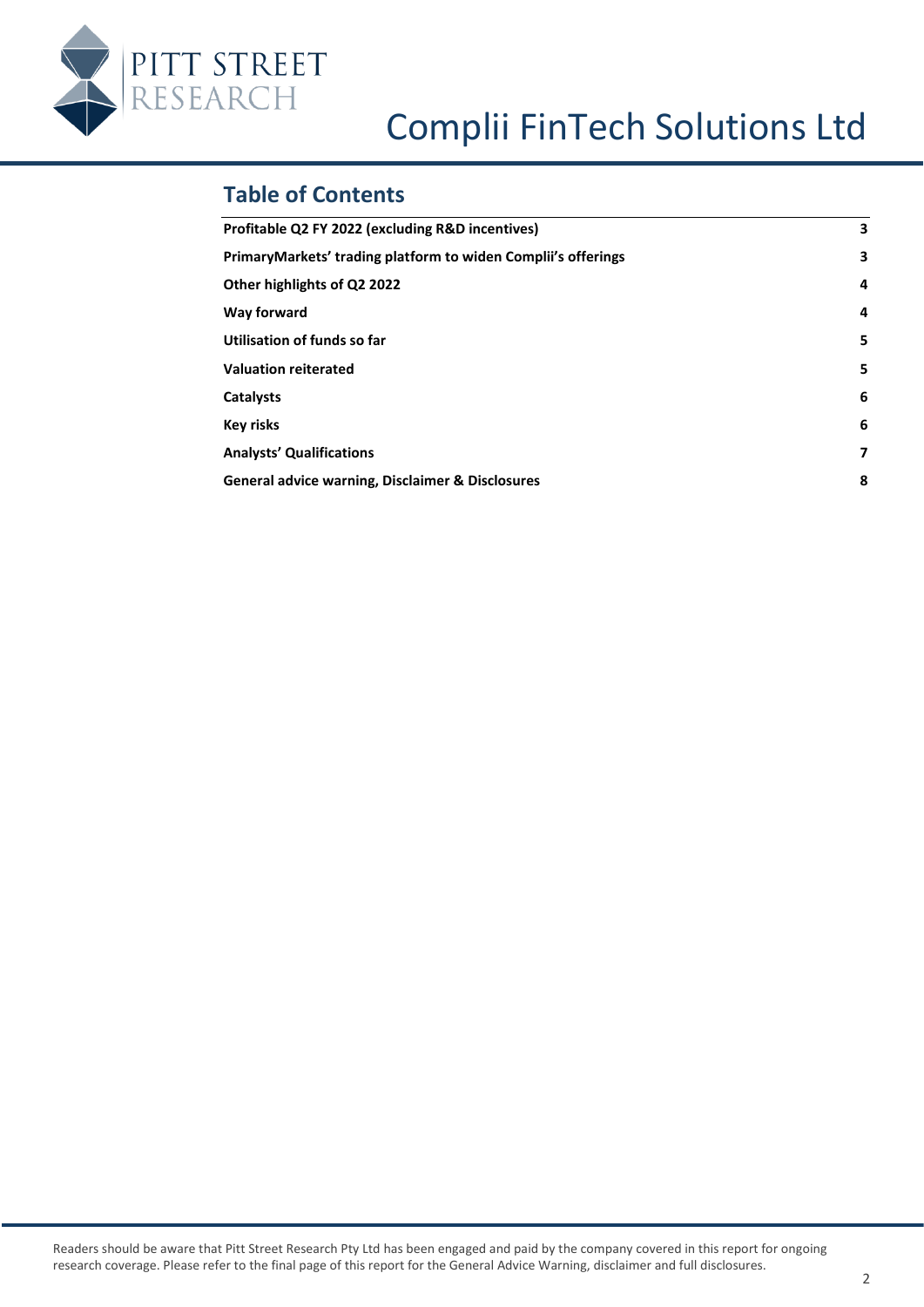## Table of Contents

| | |
|---|---|
| **Profitable Q2 FY 2022 (excluding R&D incentives)** | **3** |
| **PrimaryMarkets' trading platform to widen Complii's offerings** | **3** |
| **Other highlights of Q2 2022** | **4** |
| **Way forward** | **4** |
| **Utilisation of funds so far** | **5** |
| **Valuation reiterated** | **5** |
| **Catalysts** | **6** |
| **Key risks** | **6** |
| **Analysts' Qualifications** | **7** |
| **General advice warning, Disclaimer & Disclosures** | **8** |

Readers should be aware that Pitt Street Research Pty Ltd has been engaged and paid by the company covered in this report for ongoing research coverage. Please refer to the final page of this report for the General Advice Warning, disclaimer and full disclosures.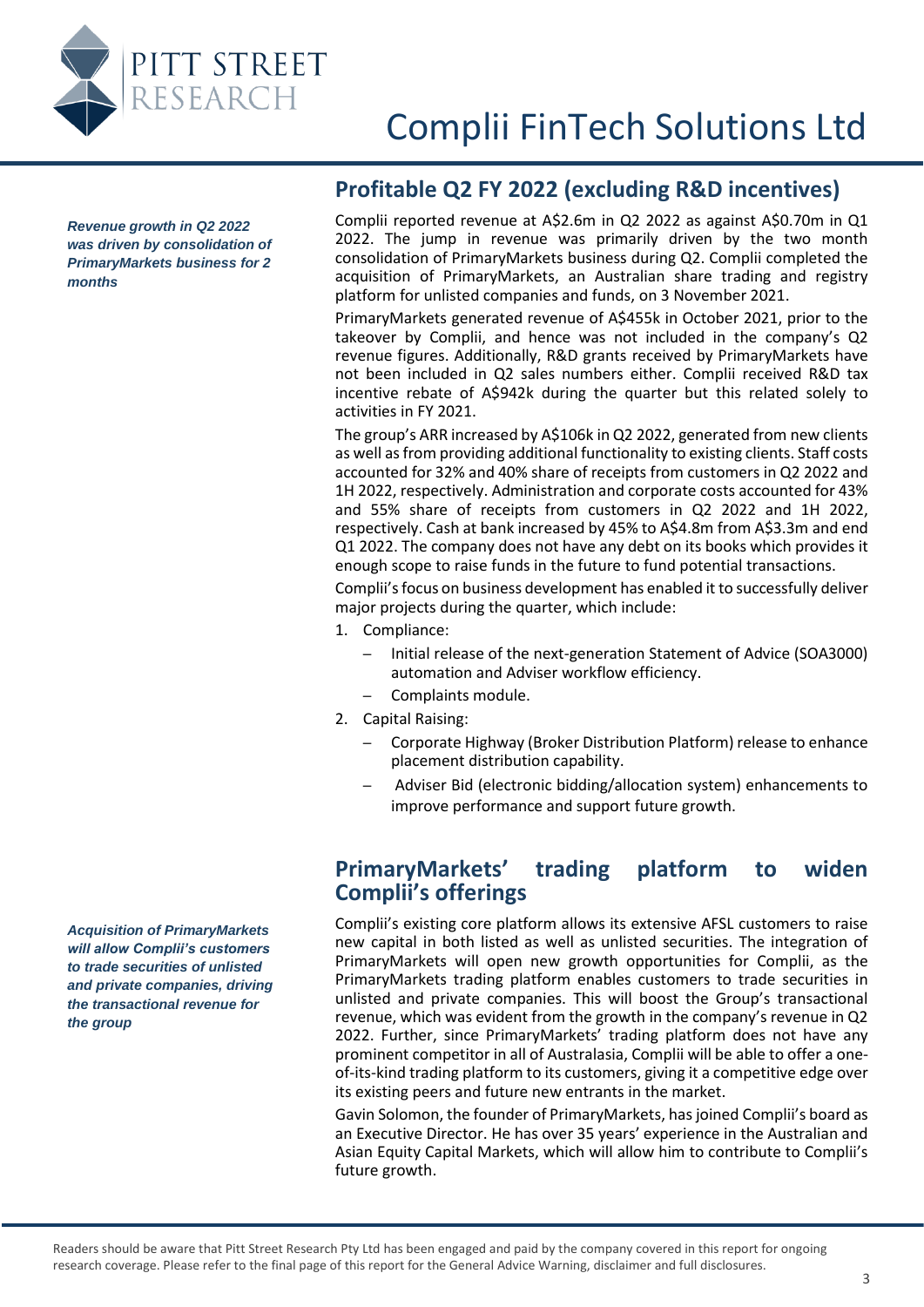## Profitable Q2 FY 2022 (excluding R&D incentives)

*Revenue growth in Q2 2022 was driven by consolidation of PrimaryMarkets business for 2 months*

Complii reported revenue at A$2.6m in Q2 2022 as against A$0.70m in Q1 2022. The jump in revenue was primarily driven by the two month consolidation of PrimaryMarkets business during Q2. Complii completed the acquisition of PrimaryMarkets, an Australian share trading and registry platform for unlisted companies and funds, on 3 November 2021.

PrimaryMarkets generated revenue of A$455k in October 2021, prior to the takeover by Complii, and hence was not included in the company's Q2 revenue figures. Additionally, R&D grants received by PrimaryMarkets have not been included in Q2 sales numbers either. Complii received R&D tax incentive rebate of A$942k during the quarter but this related solely to activities in FY 2021.

The group's ARR increased by A$106k in Q2 2022, generated from new clients as well as from providing additional functionality to existing clients. Staff costs accounted for 32% and 40% share of receipts from customers in Q2 2022 and 1H 2022, respectively. Administration and corporate costs accounted for 43% and 55% share of receipts from customers in Q2 2022 and 1H 2022, respectively. Cash at bank increased by 45% to A$4.8m from A$3.3m and end Q1 2022. The company does not have any debt on its books which provides it enough scope to raise funds in the future to fund potential transactions.

Complii's focus on business development has enabled it to successfully deliver major projects during the quarter, which include:

1. Compliance:
   - Initial release of the next-generation Statement of Advice (SOA3000) automation and Adviser workflow efficiency.
   - Complaints module.
2. Capital Raising:
   - Corporate Highway (Broker Distribution Platform) release to enhance placement distribution capability.
   - Adviser Bid (electronic bidding/allocation system) enhancements to improve performance and support future growth.

## PrimaryMarkets' trading platform to widen Complii's offerings

*Acquisition of PrimaryMarkets will allow Complii's customers to trade securities of unlisted and private companies, driving the transactional revenue for the group*

Complii's existing core platform allows its extensive AFSL customers to raise new capital in both listed as well as unlisted securities. The integration of PrimaryMarkets will open new growth opportunities for Complii, as the PrimaryMarkets trading platform enables customers to trade securities in unlisted and private companies. This will boost the Group's transactional revenue, which was evident from the growth in the company's revenue in Q2 2022. Further, since PrimaryMarkets' trading platform does not have any prominent competitor in all of Australasia, Complii will be able to offer a one-of-its-kind trading platform to its customers, giving it a competitive edge over its existing peers and future new entrants in the market.

Gavin Solomon, the founder of PrimaryMarkets, has joined Complii's board as an Executive Director. He has over 35 years' experience in the Australian and Asian Equity Capital Markets, which will allow him to contribute to Complii's future growth.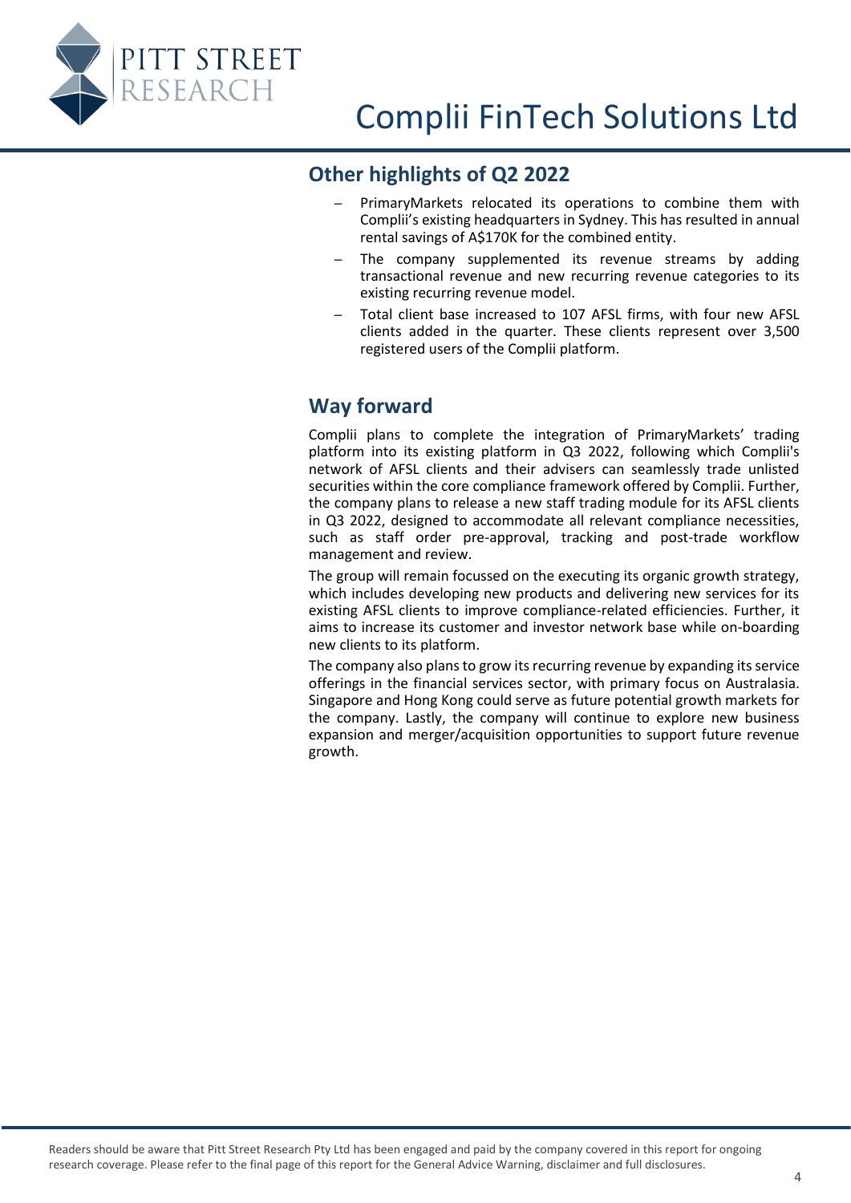## Other highlights of Q2 2022

- PrimaryMarkets relocated its operations to combine them with Complii's existing headquarters in Sydney. This has resulted in annual rental savings of A$170K for the combined entity.
- The company supplemented its revenue streams by adding transactional revenue and new recurring revenue categories to its existing recurring revenue model.
- Total client base increased to 107 AFSL firms, with four new AFSL clients added in the quarter. These clients represent over 3,500 registered users of the Complii platform.

## Way forward

Complii plans to complete the integration of PrimaryMarkets' trading platform into its existing platform in Q3 2022, following which Complii's network of AFSL clients and their advisers can seamlessly trade unlisted securities within the core compliance framework offered by Complii. Further, the company plans to release a new staff trading module for its AFSL clients in Q3 2022, designed to accommodate all relevant compliance necessities, such as staff order pre-approval, tracking and post-trade workflow management and review.

The group will remain focussed on the executing its organic growth strategy, which includes developing new products and delivering new services for its existing AFSL clients to improve compliance-related efficiencies. Further, it aims to increase its customer and investor network base while on-boarding new clients to its platform.

The company also plans to grow its recurring revenue by expanding its service offerings in the financial services sector, with primary focus on Australasia. Singapore and Hong Kong could serve as future potential growth markets for the company. Lastly, the company will continue to explore new business expansion and merger/acquisition opportunities to support future revenue growth.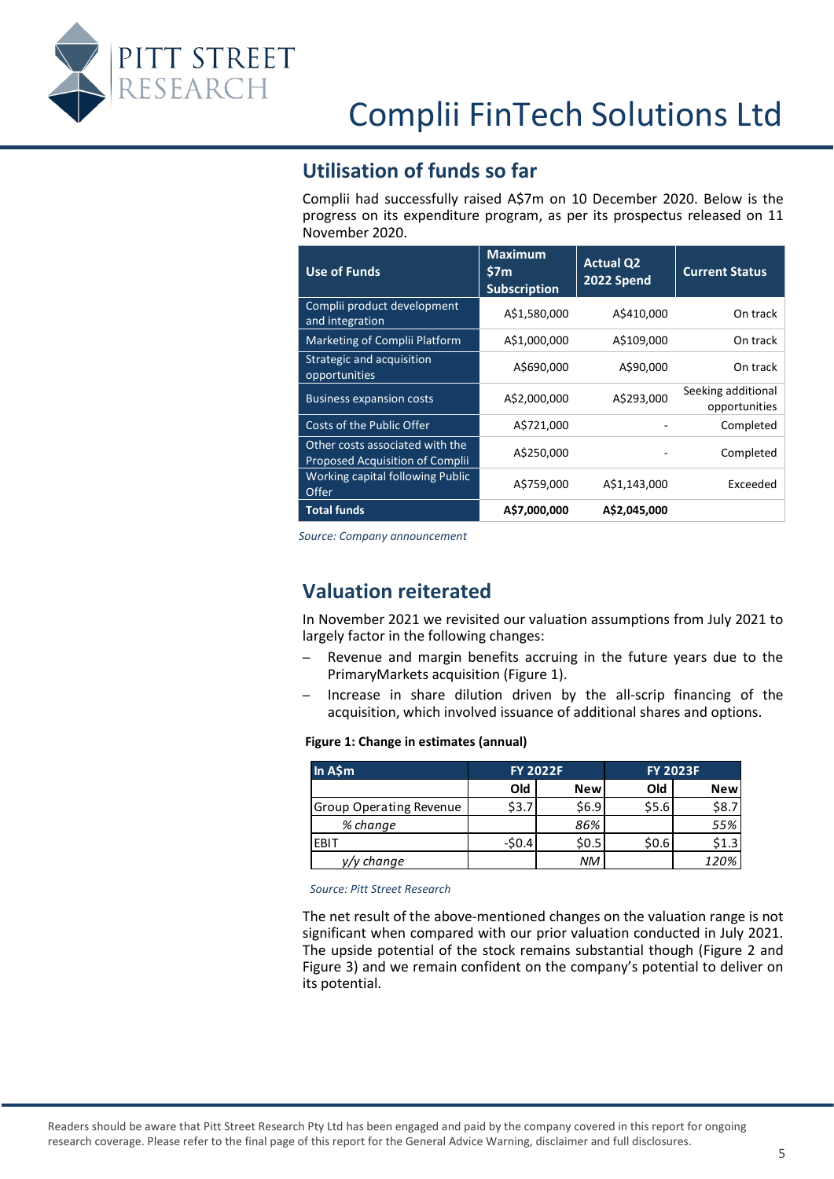## Utilisation of funds so far

Complii had successfully raised A$7m on 10 December 2020. Below is the progress on its expenditure program, as per its prospectus released on 11 November 2020.

| Use of Funds | Maximum $7m Subscription | Actual Q2 2022 Spend | Current Status |
|---|---|---|---|
| Complii product development and integration | A$1,580,000 | A$410,000 | On track |
| Marketing of Complii Platform | A$1,000,000 | A$109,000 | On track |
| Strategic and acquisition opportunities | A$690,000 | A$90,000 | On track |
| Business expansion costs | A$2,000,000 | A$293,000 | Seeking additional opportunities |
| Costs of the Public Offer | A$721,000 | - | Completed |
| Other costs associated with the Proposed Acquisition of Complii | A$250,000 | - | Completed |
| Working capital following Public Offer | A$759,000 | A$1,143,000 | Exceeded |
| **Total funds** | **A$7,000,000** | **A$2,045,000** | |

*Source: Company announcement*

## Valuation reiterated

In November 2021 we revisited our valuation assumptions from July 2021 to largely factor in the following changes:

- Revenue and margin benefits accruing in the future years due to the PrimaryMarkets acquisition (Figure 1).
- Increase in share dilution driven by the all-scrip financing of the acquisition, which involved issuance of additional shares and options.

**Figure 1: Change in estimates (annual)**

| In A$m | FY 2022F | | FY 2023F | |
|---|---|---|---|---|
| | Old | New | Old | New |
| Group Operating Revenue | $3.7 | $6.9 | $5.6 | $8.7 |
| *% change* | | *86%* | | *55%* |
| EBIT | -$0.4 | $0.5 | $0.6 | $1.3 |
| *y/y change* | | *NM* | | *120%* |

*Source: Pitt Street Research*

The net result of the above-mentioned changes on the valuation range is not significant when compared with our prior valuation conducted in July 2021. The upside potential of the stock remains substantial though (Figure 2 and Figure 3) and we remain confident on the company's potential to deliver on its potential.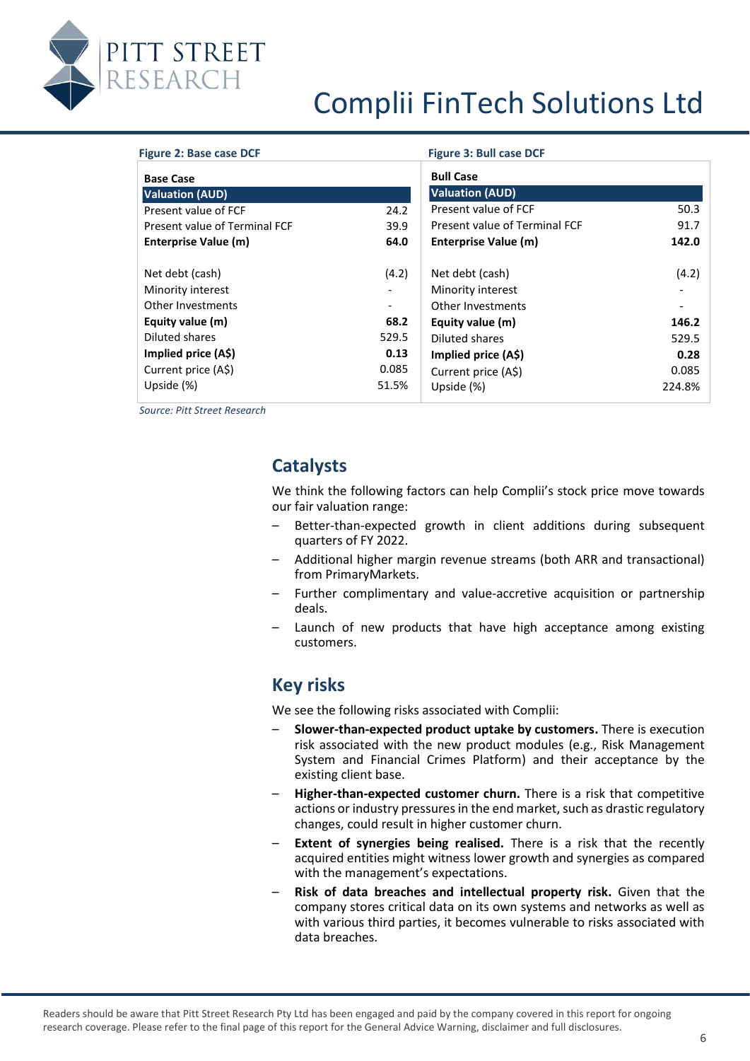**Figure 2: Base case DCF**

| Base Case | |
|---|---|
| **Valuation (AUD)** | |
| Present value of FCF | 24.2 |
| Present value of Terminal FCF | 39.9 |
| **Enterprise Value (m)** | **64.0** |
| | |
| Net debt (cash) | (4.2) |
| Minority interest | - |
| Other Investments | - |
| **Equity value (m)** | **68.2** |
| Diluted shares | 529.5 |
| **Implied price (A$)** | **0.13** |
| Current price (A$) | 0.085 |
| Upside (%) | 51.5% |

**Figure 3: Bull case DCF**

| Bull Case | |
|---|---|
| **Valuation (AUD)** | |
| Present value of FCF | 50.3 |
| Present value of Terminal FCF | 91.7 |
| **Enterprise Value (m)** | **142.0** |
| | |
| Net debt (cash) | (4.2) |
| Minority interest | - |
| Other Investments | - |
| **Equity value (m)** | **146.2** |
| Diluted shares | 529.5 |
| **Implied price (A$)** | **0.28** |
| Current price (A$) | 0.085 |
| Upside (%) | 224.8% |

*Source: Pitt Street Research*

## Catalysts

We think the following factors can help Complii's stock price move towards our fair valuation range:

- Better-than-expected growth in client additions during subsequent quarters of FY 2022.
- Additional higher margin revenue streams (both ARR and transactional) from PrimaryMarkets.
- Further complimentary and value-accretive acquisition or partnership deals.
- Launch of new products that have high acceptance among existing customers.

## Key risks

We see the following risks associated with Complii:

- **Slower-than-expected product uptake by customers.** There is execution risk associated with the new product modules (e.g., Risk Management System and Financial Crimes Platform) and their acceptance by the existing client base.
- **Higher-than-expected customer churn.** There is a risk that competitive actions or industry pressures in the end market, such as drastic regulatory changes, could result in higher customer churn.
- **Extent of synergies being realised.** There is a risk that the recently acquired entities might witness lower growth and synergies as compared with the management's expectations.
- **Risk of data breaches and intellectual property risk.** Given that the company stores critical data on its own systems and networks as well as with various third parties, it becomes vulnerable to risks associated with data breaches.

Readers should be aware that Pitt Street Research Pty Ltd has been engaged and paid by the company covered in this report for ongoing research coverage. Please refer to the final page of this report for the General Advice Warning, disclaimer and full disclosures.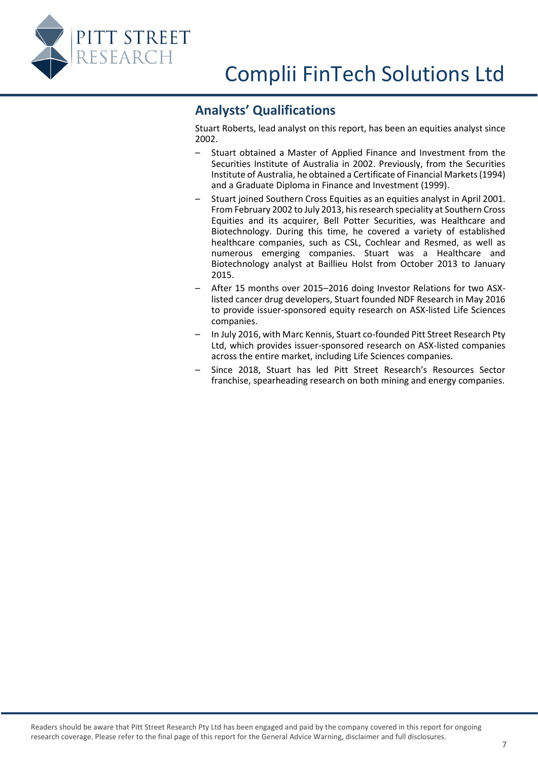## Analysts' Qualifications

Stuart Roberts, lead analyst on this report, has been an equities analyst since 2002.

- Stuart obtained a Master of Applied Finance and Investment from the Securities Institute of Australia in 2002. Previously, from the Securities Institute of Australia, he obtained a Certificate of Financial Markets (1994) and a Graduate Diploma in Finance and Investment (1999).
- Stuart joined Southern Cross Equities as an equities analyst in April 2001. From February 2002 to July 2013, his research speciality at Southern Cross Equities and its acquirer, Bell Potter Securities, was Healthcare and Biotechnology. During this time, he covered a variety of established healthcare companies, such as CSL, Cochlear and Resmed, as well as numerous emerging companies. Stuart was a Healthcare and Biotechnology analyst at Baillieu Holst from October 2013 to January 2015.
- After 15 months over 2015–2016 doing Investor Relations for two ASX-listed cancer drug developers, Stuart founded NDF Research in May 2016 to provide issuer-sponsored equity research on ASX-listed Life Sciences companies.
- In July 2016, with Marc Kennis, Stuart co-founded Pitt Street Research Pty Ltd, which provides issuer-sponsored research on ASX-listed companies across the entire market, including Life Sciences companies.
- Since 2018, Stuart has led Pitt Street Research's Resources Sector franchise, spearheading research on both mining and energy companies.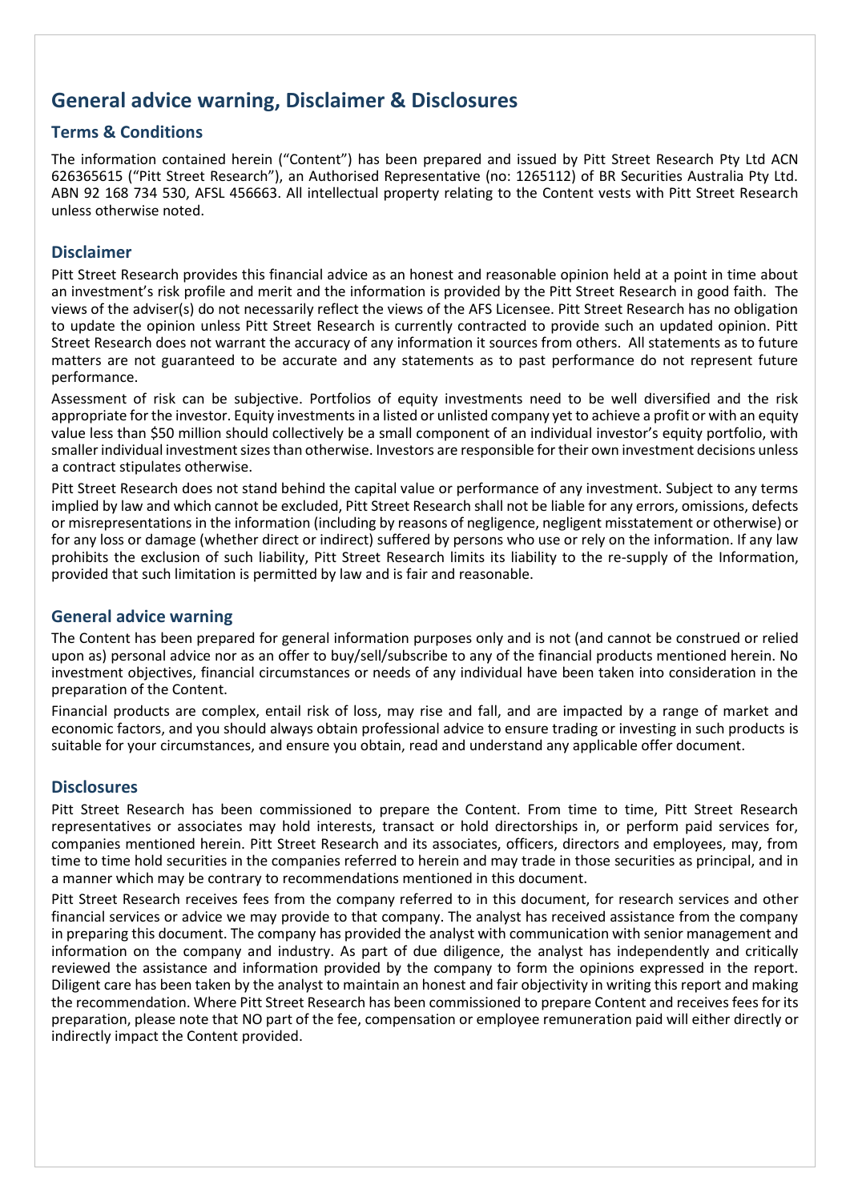# General advice warning, Disclaimer & Disclosures

## Terms & Conditions

The information contained herein ("Content") has been prepared and issued by Pitt Street Research Pty Ltd ACN 626365615 ("Pitt Street Research"), an Authorised Representative (no: 1265112) of BR Securities Australia Pty Ltd. ABN 92 168 734 530, AFSL 456663. All intellectual property relating to the Content vests with Pitt Street Research unless otherwise noted.

## Disclaimer

Pitt Street Research provides this financial advice as an honest and reasonable opinion held at a point in time about an investment's risk profile and merit and the information is provided by the Pitt Street Research in good faith. The views of the adviser(s) do not necessarily reflect the views of the AFS Licensee. Pitt Street Research has no obligation to update the opinion unless Pitt Street Research is currently contracted to provide such an updated opinion. Pitt Street Research does not warrant the accuracy of any information it sources from others. All statements as to future matters are not guaranteed to be accurate and any statements as to past performance do not represent future performance.

Assessment of risk can be subjective. Portfolios of equity investments need to be well diversified and the risk appropriate for the investor. Equity investments in a listed or unlisted company yet to achieve a profit or with an equity value less than $50 million should collectively be a small component of an individual investor's equity portfolio, with smaller individual investment sizes than otherwise. Investors are responsible for their own investment decisions unless a contract stipulates otherwise.

Pitt Street Research does not stand behind the capital value or performance of any investment. Subject to any terms implied by law and which cannot be excluded, Pitt Street Research shall not be liable for any errors, omissions, defects or misrepresentations in the information (including by reasons of negligence, negligent misstatement or otherwise) or for any loss or damage (whether direct or indirect) suffered by persons who use or rely on the information. If any law prohibits the exclusion of such liability, Pitt Street Research limits its liability to the re-supply of the Information, provided that such limitation is permitted by law and is fair and reasonable.

## General advice warning

The Content has been prepared for general information purposes only and is not (and cannot be construed or relied upon as) personal advice nor as an offer to buy/sell/subscribe to any of the financial products mentioned herein. No investment objectives, financial circumstances or needs of any individual have been taken into consideration in the preparation of the Content.

Financial products are complex, entail risk of loss, may rise and fall, and are impacted by a range of market and economic factors, and you should always obtain professional advice to ensure trading or investing in such products is suitable for your circumstances, and ensure you obtain, read and understand any applicable offer document.

## Disclosures

Pitt Street Research has been commissioned to prepare the Content. From time to time, Pitt Street Research representatives or associates may hold interests, transact or hold directorships in, or perform paid services for, companies mentioned herein. Pitt Street Research and its associates, officers, directors and employees, may, from time to time hold securities in the companies referred to herein and may trade in those securities as principal, and in a manner which may be contrary to recommendations mentioned in this document.

Pitt Street Research receives fees from the company referred to in this document, for research services and other financial services or advice we may provide to that company. The analyst has received assistance from the company in preparing this document. The company has provided the analyst with communication with senior management and information on the company and industry. As part of due diligence, the analyst has independently and critically reviewed the assistance and information provided by the company to form the opinions expressed in the report. Diligent care has been taken by the analyst to maintain an honest and fair objectivity in writing this report and making the recommendation. Where Pitt Street Research has been commissioned to prepare Content and receives fees for its preparation, please note that NO part of the fee, compensation or employee remuneration paid will either directly or indirectly impact the Content provided.